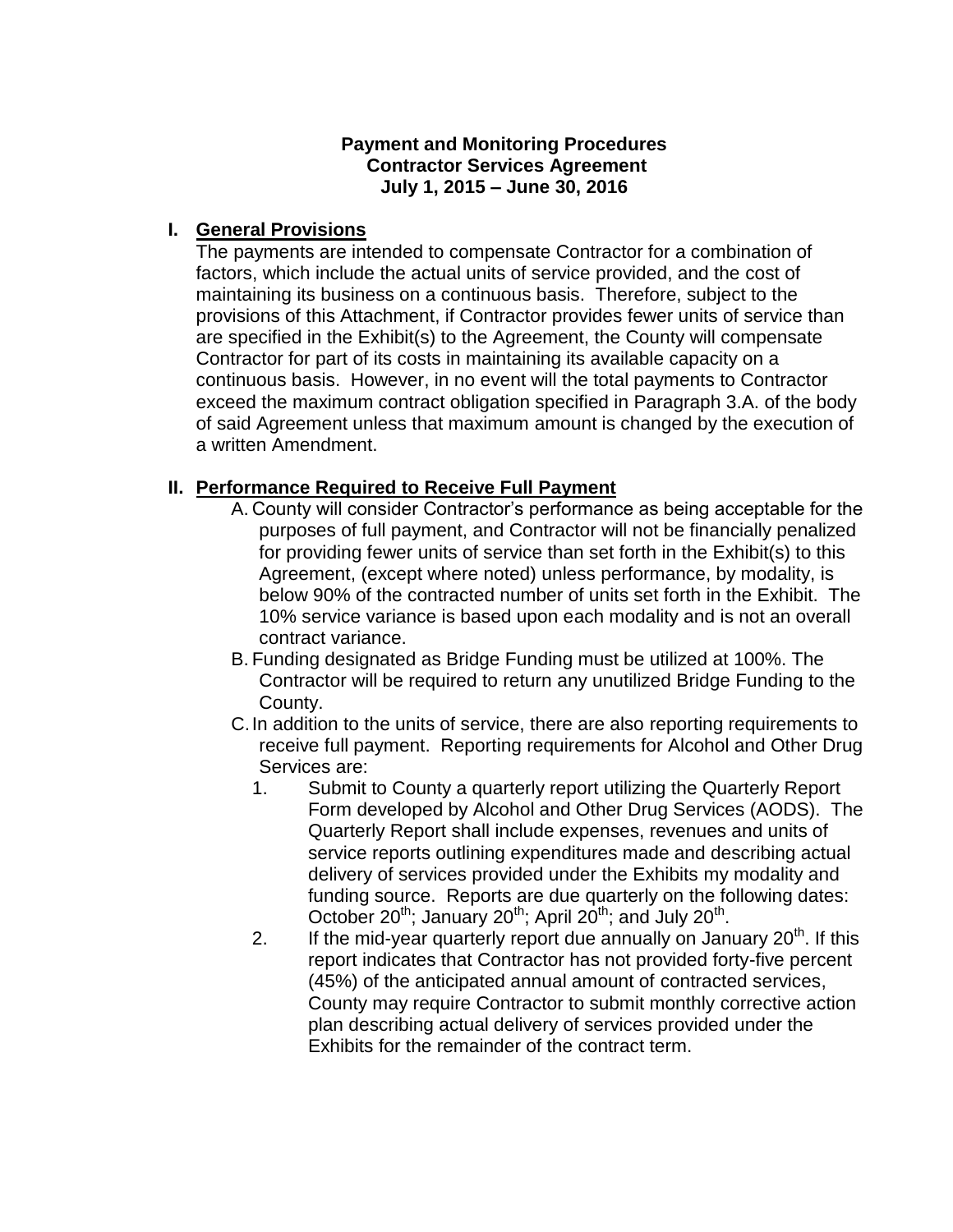**Payment and Monitoring Procedures**
**Contractor Services Agreement**
**July 1, 2015 – June 30, 2016**

## I. General Provisions

The payments are intended to compensate Contractor for a combination of factors, which include the actual units of service provided, and the cost of maintaining its business on a continuous basis. Therefore, subject to the provisions of this Attachment, if Contractor provides fewer units of service than are specified in the Exhibit(s) to the Agreement, the County will compensate Contractor for part of its costs in maintaining its available capacity on a continuous basis. However, in no event will the total payments to Contractor exceed the maximum contract obligation specified in Paragraph 3.A. of the body of said Agreement unless that maximum amount is changed by the execution of a written Amendment.

## II. Performance Required to Receive Full Payment

A. County will consider Contractor's performance as being acceptable for the purposes of full payment, and Contractor will not be financially penalized for providing fewer units of service than set forth in the Exhibit(s) to this Agreement, (except where noted) unless performance, by modality, is below 90% of the contracted number of units set forth in the Exhibit. The 10% service variance is based upon each modality and is not an overall contract variance.

B. Funding designated as Bridge Funding must be utilized at 100%. The Contractor will be required to return any unutilized Bridge Funding to the County.

C. In addition to the units of service, there are also reporting requirements to receive full payment. Reporting requirements for Alcohol and Other Drug Services are:

1. Submit to County a quarterly report utilizing the Quarterly Report Form developed by Alcohol and Other Drug Services (AODS). The Quarterly Report shall include expenses, revenues and units of service reports outlining expenditures made and describing actual delivery of services provided under the Exhibits my modality and funding source. Reports are due quarterly on the following dates: October 20th; January 20th; April 20th; and July 20th.

2. If the mid-year quarterly report due annually on January 20th. If this report indicates that Contractor has not provided forty-five percent (45%) of the anticipated annual amount of contracted services, County may require Contractor to submit monthly corrective action plan describing actual delivery of services provided under the Exhibits for the remainder of the contract term.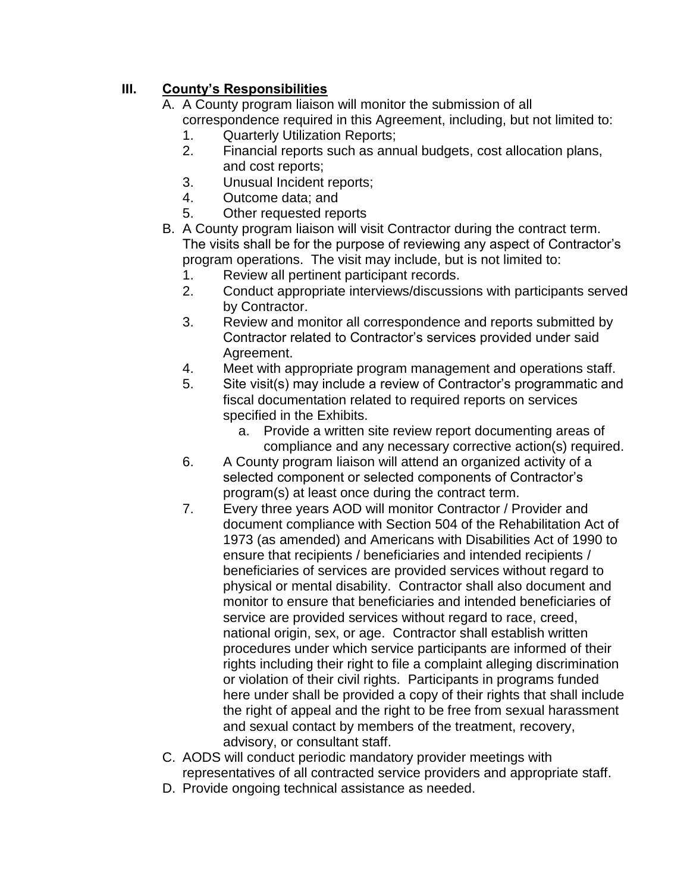## III. County's Responsibilities

A. A County program liaison will monitor the submission of all correspondence required in this Agreement, including, but not limited to:
   1. Quarterly Utilization Reports;
   2. Financial reports such as annual budgets, cost allocation plans, and cost reports;
   3. Unusual Incident reports;
   4. Outcome data; and
   5. Other requested reports

B. A County program liaison will visit Contractor during the contract term. The visits shall be for the purpose of reviewing any aspect of Contractor's program operations. The visit may include, but is not limited to:
   1. Review all pertinent participant records.
   2. Conduct appropriate interviews/discussions with participants served by Contractor.
   3. Review and monitor all correspondence and reports submitted by Contractor related to Contractor's services provided under said Agreement.
   4. Meet with appropriate program management and operations staff.
   5. Site visit(s) may include a review of Contractor's programmatic and fiscal documentation related to required reports on services specified in the Exhibits.
      a. Provide a written site review report documenting areas of compliance and any necessary corrective action(s) required.
   6. A County program liaison will attend an organized activity of a selected component or selected components of Contractor's program(s) at least once during the contract term.
   7. Every three years AOD will monitor Contractor / Provider and document compliance with Section 504 of the Rehabilitation Act of 1973 (as amended) and Americans with Disabilities Act of 1990 to ensure that recipients / beneficiaries and intended recipients / beneficiaries of services are provided services without regard to physical or mental disability. Contractor shall also document and monitor to ensure that beneficiaries and intended beneficiaries of service are provided services without regard to race, creed, national origin, sex, or age. Contractor shall establish written procedures under which service participants are informed of their rights including their right to file a complaint alleging discrimination or violation of their civil rights. Participants in programs funded here under shall be provided a copy of their rights that shall include the right of appeal and the right to be free from sexual harassment and sexual contact by members of the treatment, recovery, advisory, or consultant staff.

C. AODS will conduct periodic mandatory provider meetings with representatives of all contracted service providers and appropriate staff.

D. Provide ongoing technical assistance as needed.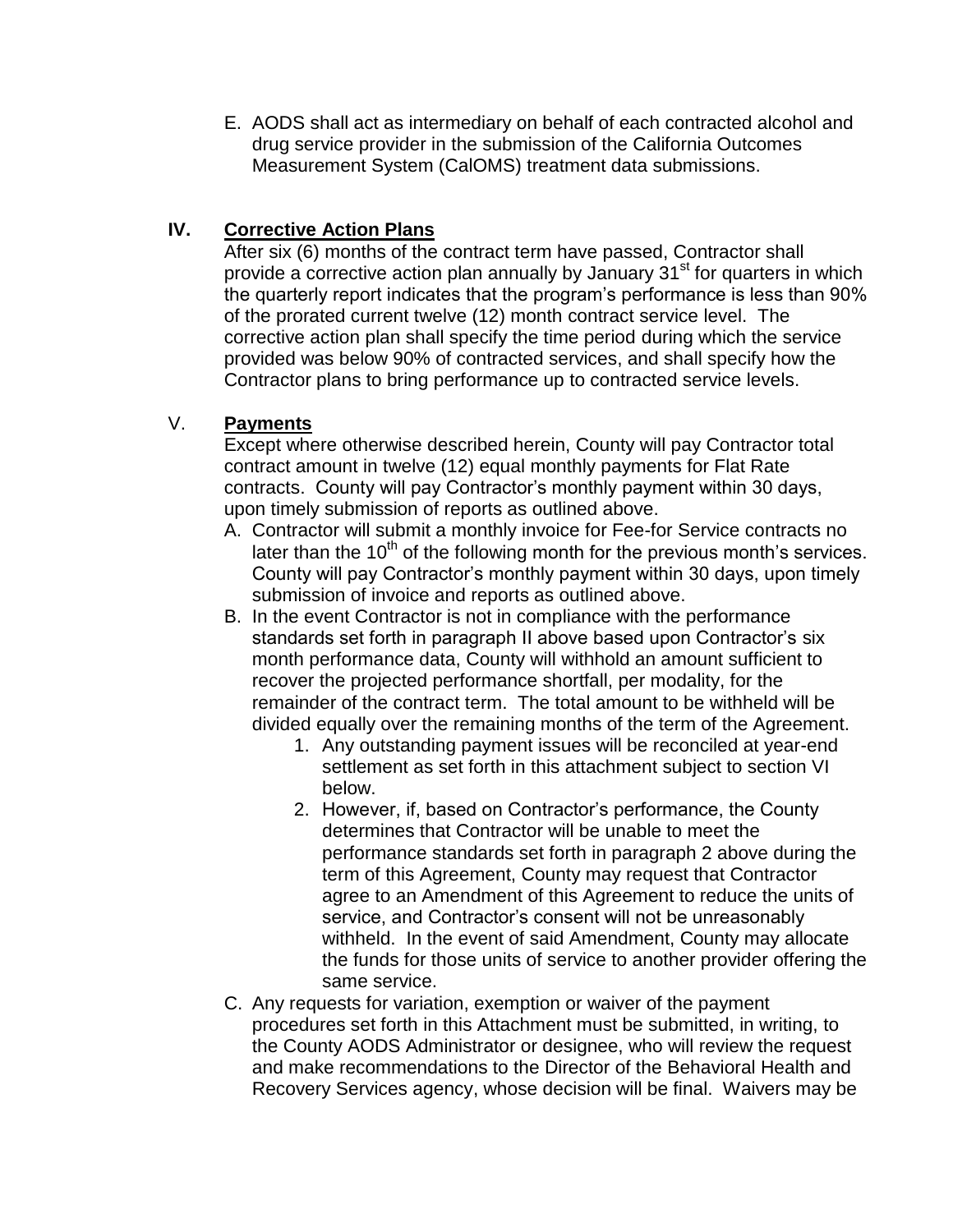E. AODS shall act as intermediary on behalf of each contracted alcohol and drug service provider in the submission of the California Outcomes Measurement System (CalOMS) treatment data submissions.

## IV. Corrective Action Plans

After six (6) months of the contract term have passed, Contractor shall provide a corrective action plan annually by January 31st for quarters in which the quarterly report indicates that the program's performance is less than 90% of the prorated current twelve (12) month contract service level. The corrective action plan shall specify the time period during which the service provided was below 90% of contracted services, and shall specify how the Contractor plans to bring performance up to contracted service levels.

## V. Payments

Except where otherwise described herein, County will pay Contractor total contract amount in twelve (12) equal monthly payments for Flat Rate contracts. County will pay Contractor's monthly payment within 30 days, upon timely submission of reports as outlined above.

A. Contractor will submit a monthly invoice for Fee-for Service contracts no later than the 10th of the following month for the previous month's services. County will pay Contractor's monthly payment within 30 days, upon timely submission of invoice and reports as outlined above.

B. In the event Contractor is not in compliance with the performance standards set forth in paragraph II above based upon Contractor's six month performance data, County will withhold an amount sufficient to recover the projected performance shortfall, per modality, for the remainder of the contract term. The total amount to be withheld will be divided equally over the remaining months of the term of the Agreement.

   1. Any outstanding payment issues will be reconciled at year-end settlement as set forth in this attachment subject to section VI below.
   2. However, if, based on Contractor's performance, the County determines that Contractor will be unable to meet the performance standards set forth in paragraph 2 above during the term of this Agreement, County may request that Contractor agree to an Amendment of this Agreement to reduce the units of service, and Contractor's consent will not be unreasonably withheld. In the event of said Amendment, County may allocate the funds for those units of service to another provider offering the same service.

C. Any requests for variation, exemption or waiver of the payment procedures set forth in this Attachment must be submitted, in writing, to the County AODS Administrator or designee, who will review the request and make recommendations to the Director of the Behavioral Health and Recovery Services agency, whose decision will be final. Waivers may be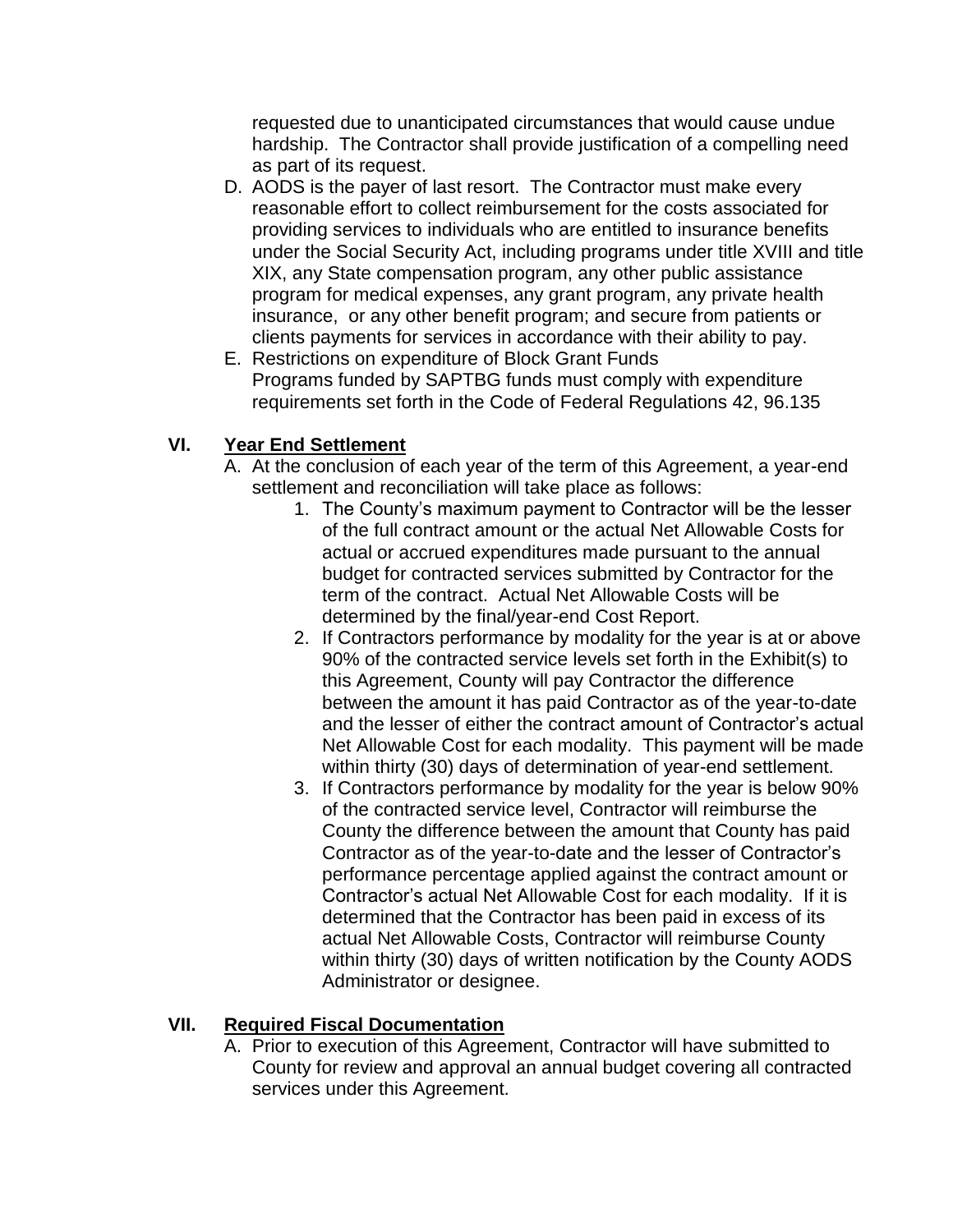requested due to unanticipated circumstances that would cause undue hardship. The Contractor shall provide justification of a compelling need as part of its request.

D. AODS is the payer of last resort. The Contractor must make every reasonable effort to collect reimbursement for the costs associated for providing services to individuals who are entitled to insurance benefits under the Social Security Act, including programs under title XVIII and title XIX, any State compensation program, any other public assistance program for medical expenses, any grant program, any private health insurance, or any other benefit program; and secure from patients or clients payments for services in accordance with their ability to pay.

E. Restrictions on expenditure of Block Grant Funds
Programs funded by SAPTBG funds must comply with expenditure requirements set forth in the Code of Federal Regulations 42, 96.135

## VI. <u>Year End Settlement</u>

A. At the conclusion of each year of the term of this Agreement, a year-end settlement and reconciliation will take place as follows:

1. The County's maximum payment to Contractor will be the lesser of the full contract amount or the actual Net Allowable Costs for actual or accrued expenditures made pursuant to the annual budget for contracted services submitted by Contractor for the term of the contract. Actual Net Allowable Costs will be determined by the final/year-end Cost Report.
2. If Contractors performance by modality for the year is at or above 90% of the contracted service levels set forth in the Exhibit(s) to this Agreement, County will pay Contractor the difference between the amount it has paid Contractor as of the year-to-date and the lesser of either the contract amount of Contractor's actual Net Allowable Cost for each modality. This payment will be made within thirty (30) days of determination of year-end settlement.
3. If Contractors performance by modality for the year is below 90% of the contracted service level, Contractor will reimburse the County the difference between the amount that County has paid Contractor as of the year-to-date and the lesser of Contractor's performance percentage applied against the contract amount or Contractor's actual Net Allowable Cost for each modality. If it is determined that the Contractor has been paid in excess of its actual Net Allowable Costs, Contractor will reimburse County within thirty (30) days of written notification by the County AODS Administrator or designee.

## VII. <u>Required Fiscal Documentation</u>

A. Prior to execution of this Agreement, Contractor will have submitted to County for review and approval an annual budget covering all contracted services under this Agreement.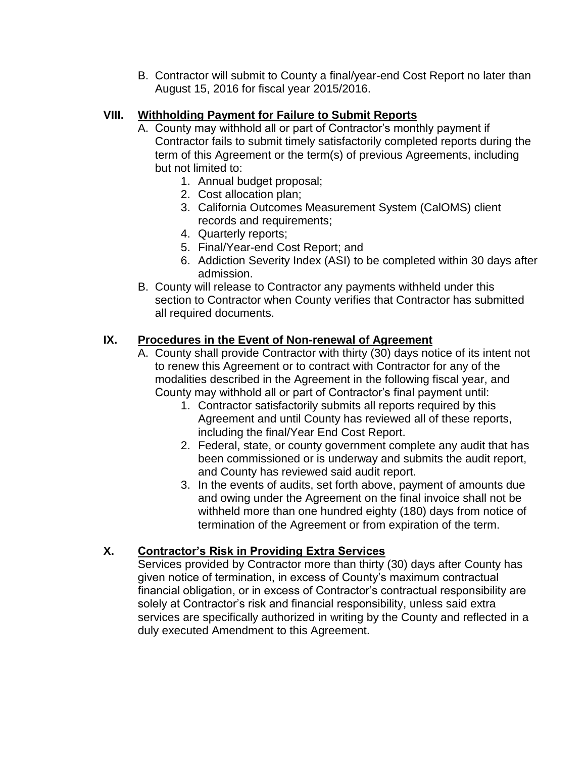B. Contractor will submit to County a final/year-end Cost Report no later than August 15, 2016 for fiscal year 2015/2016.

## VIII. Withholding Payment for Failure to Submit Reports

A. County may withhold all or part of Contractor's monthly payment if Contractor fails to submit timely satisfactorily completed reports during the term of this Agreement or the term(s) of previous Agreements, including but not limited to:
   1. Annual budget proposal;
   2. Cost allocation plan;
   3. California Outcomes Measurement System (CalOMS) client records and requirements;
   4. Quarterly reports;
   5. Final/Year-end Cost Report; and
   6. Addiction Severity Index (ASI) to be completed within 30 days after admission.

B. County will release to Contractor any payments withheld under this section to Contractor when County verifies that Contractor has submitted all required documents.

## IX. Procedures in the Event of Non-renewal of Agreement

A. County shall provide Contractor with thirty (30) days notice of its intent not to renew this Agreement or to contract with Contractor for any of the modalities described in the Agreement in the following fiscal year, and County may withhold all or part of Contractor's final payment until:
   1. Contractor satisfactorily submits all reports required by this Agreement and until County has reviewed all of these reports, including the final/Year End Cost Report.
   2. Federal, state, or county government complete any audit that has been commissioned or is underway and submits the audit report, and County has reviewed said audit report.
   3. In the events of audits, set forth above, payment of amounts due and owing under the Agreement on the final invoice shall not be withheld more than one hundred eighty (180) days from notice of termination of the Agreement or from expiration of the term.

## X. Contractor's Risk in Providing Extra Services

Services provided by Contractor more than thirty (30) days after County has given notice of termination, in excess of County's maximum contractual financial obligation, or in excess of Contractor's contractual responsibility are solely at Contractor's risk and financial responsibility, unless said extra services are specifically authorized in writing by the County and reflected in a duly executed Amendment to this Agreement.